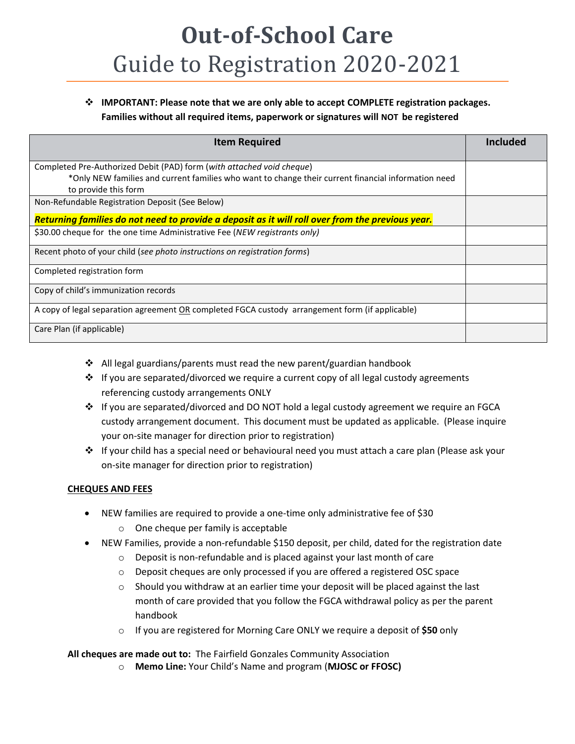# Out-of-School Care

## Guide to Registration 2020-2021

- **IMPORTANT: Please note that we are only able to accept COMPLETE registration packages. Families without all required items, paperwork or signatures will NOT be registered**

| Item Required | Included |
|---|---|
| Completed Pre-Authorized Debit (PAD) form (*with attached void cheque*)<br>*Only NEW families and current families who want to change their current financial information need to provide this form | |
| Non-Refundable Registration Deposit (See Below)<br>***Returning families do not need to provide a deposit as it will roll over from the previous year.*** | |
| $30.00 cheque for the one time Administrative Fee (*NEW registrants only)* | |
| Recent photo of your child (*see photo instructions on registration forms*) | |
| Completed registration form | |
| Copy of child's immunization records | |
| A copy of legal separation agreement OR completed FGCA custody arrangement form (if applicable) | |
| Care Plan (if applicable) | |

- All legal guardians/parents must read the new parent/guardian handbook
- If you are separated/divorced we require a current copy of all legal custody agreements referencing custody arrangements ONLY
- If you are separated/divorced and DO NOT hold a legal custody agreement we require an FGCA custody arrangement document. This document must be updated as applicable. (Please inquire your on-site manager for direction prior to registration)
- If your child has a special need or behavioural need you must attach a care plan (Please ask your on-site manager for direction prior to registration)

**CHEQUES AND FEES**

- NEW families are required to provide a one-time only administrative fee of $30
  - One cheque per family is acceptable
- NEW Families, provide a non-refundable $150 deposit, per child, dated for the registration date
  - Deposit is non-refundable and is placed against your last month of care
  - Deposit cheques are only processed if you are offered a registered OSC space
  - Should you withdraw at an earlier time your deposit will be placed against the last month of care provided that you follow the FGCA withdrawal policy as per the parent handbook
  - If you are registered for Morning Care ONLY we require a deposit of **$50** only

**All cheques are made out to:** The Fairfield Gonzales Community Association

- **Memo Line:** Your Child's Name and program (**MJOSC or FFOSC)**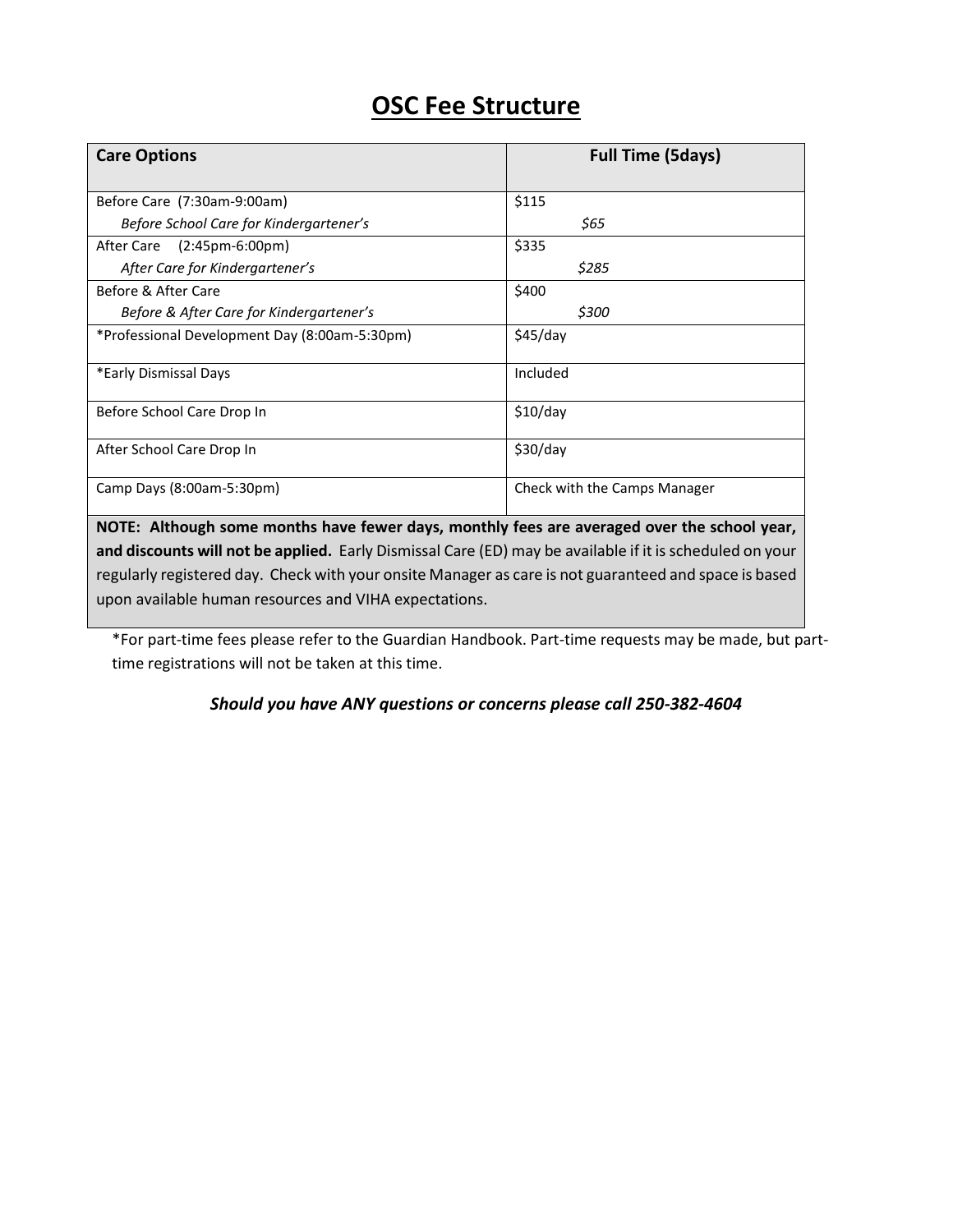# OSC Fee Structure

| Care Options | Full Time (5days) |
|---|---|
| Before Care (7:30am-9:00am)<br>*Before School Care for Kindergartener's* | $115<br>*$65* |
| After Care (2:45pm-6:00pm)<br>*After Care for Kindergartener's* | $335<br>*$285* |
| Before & After Care<br>*Before & After Care for Kindergartener's* | $400<br>*$300* |
| *Professional Development Day (8:00am-5:30pm) | $45/day |
| *Early Dismissal Days | Included |
| Before School Care Drop In | $10/day |
| After School Care Drop In | $30/day |
| Camp Days (8:00am-5:30pm) | Check with the Camps Manager |

**NOTE: Although some months have fewer days, monthly fees are averaged over the school year, and discounts will not be applied.** Early Dismissal Care (ED) may be available if it is scheduled on your regularly registered day. Check with your onsite Manager as care is not guaranteed and space is based upon available human resources and VIHA expectations.

*For part-time fees please refer to the Guardian Handbook. Part-time requests may be made, but part-time registrations will not be taken at this time.

***Should you have ANY questions or concerns please call 250-382-4604***